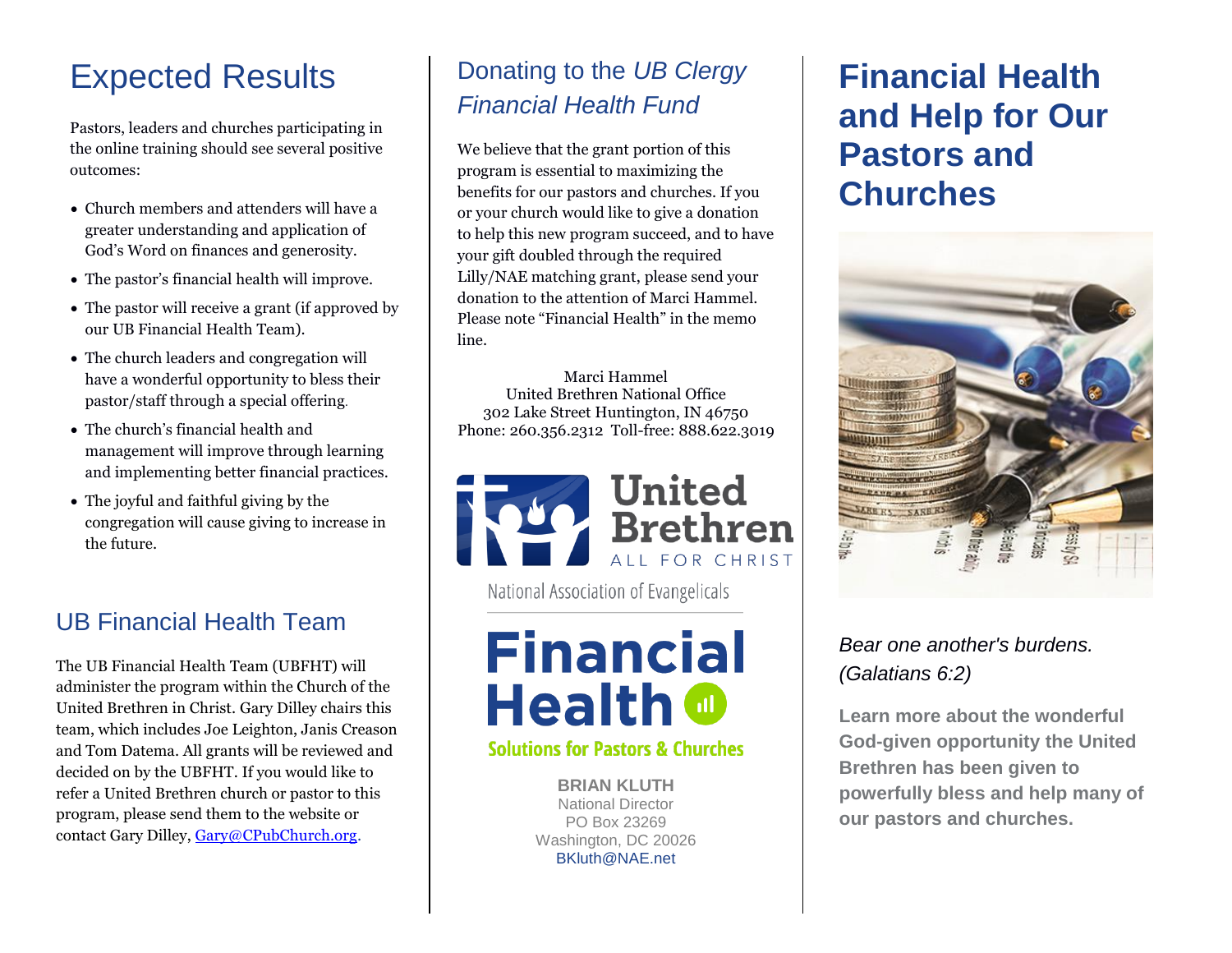# Expected Results

Pastors, leaders and churches participating in the online training should see several positive outcomes:

- Church members and attenders will have a greater understanding and application of God's Word on finances and generosity.
- The pastor's financial health will improve.
- The pastor will receive a grant (if approved by our UB Financial Health Team).
- The church leaders and congregation will have a wonderful opportunity to bless their pastor/staff through a special offering.
- The church's financial health and management will improve through learning and implementing better financial practices.
- The joyful and faithful giving by the congregation will cause giving to increase in the future.

## UB Financial Health Team

The UB Financial Health Team (UBFHT) will administer the program within the Church of the United Brethren in Christ. Gary Dilley chairs this team, which includes Joe Leighton, Janis Creason and Tom Datema. All grants will be reviewed and decided on by the UBFHT. If you would like to refer a United Brethren church or pastor to this program, please send them to the website or contact Gary Dilley, Gary@CPubChurch.org.

## Donating to the *UB Clergy Financial Health Fund*

We believe that the grant portion of this program is essential to maximizing the benefits for our pastors and churches. If you or your church would like to give a donation to help this new program succeed, and to have your gift doubled through the required Lilly/NAE matching grant, please send your donation to the attention of Marci Hammel. Please note "Financial Health" in the memo line.

Marci Hammel
United Brethren National Office
302 Lake Street Huntington, IN 46750
Phone: 260.356.2312 Toll-free: 888.622.3019

United Brethren
ALL FOR CHRIST

National Association of Evangelicals

Financial Health
Solutions for Pastors & Churches

**BRIAN KLUTH**
National Director
PO Box 23269
Washington, DC 20026
BKluth@NAE.net

# Financial Health and Help for Our Pastors and Churches

*Bear one another's burdens. (Galatians 6:2)*

**Learn more about the wonderful God-given opportunity the United Brethren has been given to powerfully bless and help many of our pastors and churches.**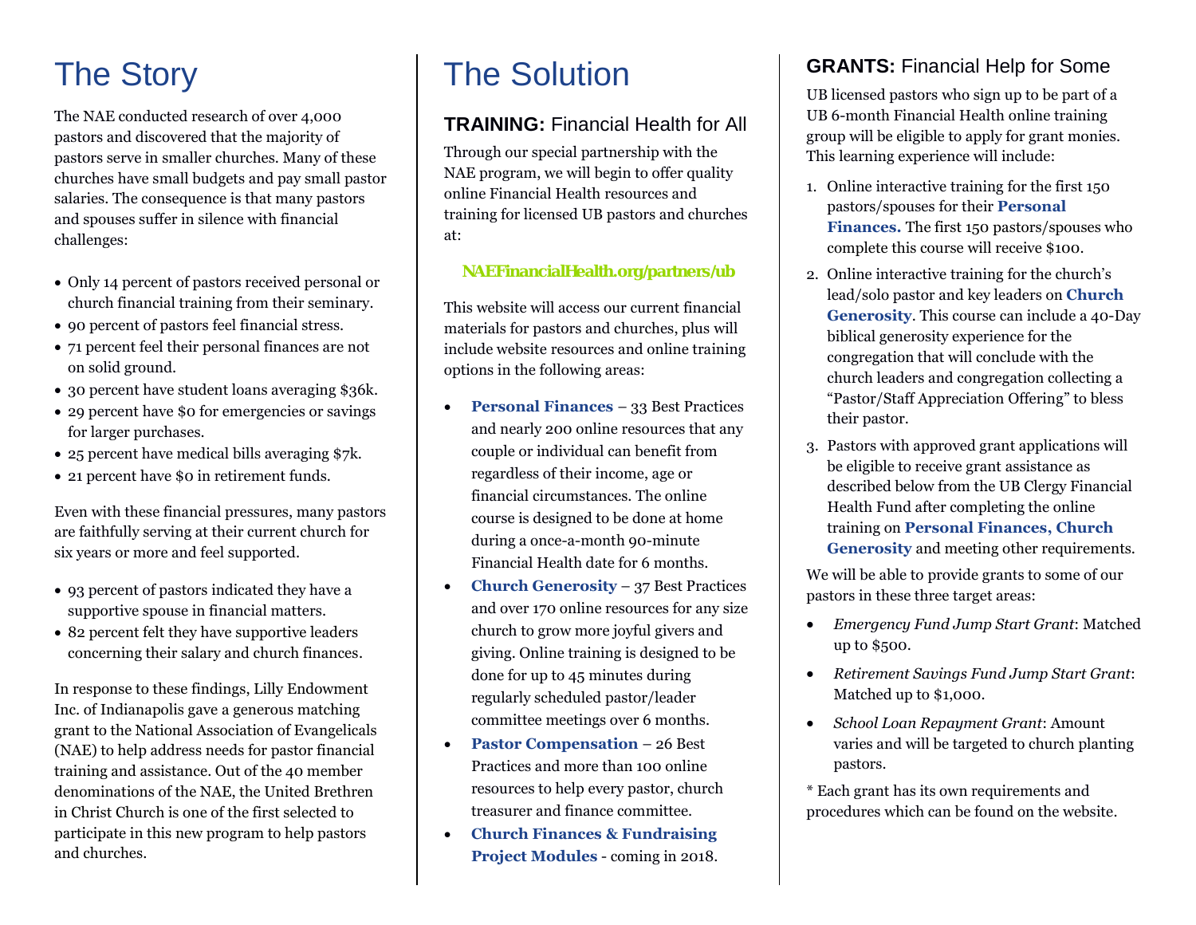# The Story

The NAE conducted research of over 4,000 pastors and discovered that the majority of pastors serve in smaller churches. Many of these churches have small budgets and pay small pastor salaries. The consequence is that many pastors and spouses suffer in silence with financial challenges:

- Only 14 percent of pastors received personal or church financial training from their seminary.
- 90 percent of pastors feel financial stress.
- 71 percent feel their personal finances are not on solid ground.
- 30 percent have student loans averaging $36k.
- 29 percent have $0 for emergencies or savings for larger purchases.
- 25 percent have medical bills averaging $7k.
- 21 percent have $0 in retirement funds.

Even with these financial pressures, many pastors are faithfully serving at their current church for six years or more and feel supported.

- 93 percent of pastors indicated they have a supportive spouse in financial matters.
- 82 percent felt they have supportive leaders concerning their salary and church finances.

In response to these findings, Lilly Endowment Inc. of Indianapolis gave a generous matching grant to the National Association of Evangelicals (NAE) to help address needs for pastor financial training and assistance. Out of the 40 member denominations of the NAE, the United Brethren in Christ Church is one of the first selected to participate in this new program to help pastors and churches.

# The Solution

## TRAINING: Financial Health for All

Through our special partnership with the NAE program, we will begin to offer quality online Financial Health resources and training for licensed UB pastors and churches at:

**NAEFinancialHealth.org/partners/ub**

This website will access our current financial materials for pastors and churches, plus will include website resources and online training options in the following areas:

- **Personal Finances** – 33 Best Practices and nearly 200 online resources that any couple or individual can benefit from regardless of their income, age or financial circumstances. The online course is designed to be done at home during a once-a-month 90-minute Financial Health date for 6 months.
- **Church Generosity** – 37 Best Practices and over 170 online resources for any size church to grow more joyful givers and giving. Online training is designed to be done for up to 45 minutes during regularly scheduled pastor/leader committee meetings over 6 months.
- **Pastor Compensation** – 26 Best Practices and more than 100 online resources to help every pastor, church treasurer and finance committee.
- **Church Finances & Fundraising Project Modules** - coming in 2018.

## GRANTS: Financial Help for Some

UB licensed pastors who sign up to be part of a UB 6-month Financial Health online training group will be eligible to apply for grant monies. This learning experience will include:

1. Online interactive training for the first 150 pastors/spouses for their **Personal Finances.** The first 150 pastors/spouses who complete this course will receive $100.
2. Online interactive training for the church's lead/solo pastor and key leaders on **Church Generosity**. This course can include a 40-Day biblical generosity experience for the congregation that will conclude with the church leaders and congregation collecting a "Pastor/Staff Appreciation Offering" to bless their pastor.
3. Pastors with approved grant applications will be eligible to receive grant assistance as described below from the UB Clergy Financial Health Fund after completing the online training on **Personal Finances, Church Generosity** and meeting other requirements.

We will be able to provide grants to some of our pastors in these three target areas:

- *Emergency Fund Jump Start Grant*: Matched up to $500.
- *Retirement Savings Fund Jump Start Grant*: Matched up to $1,000.
- *School Loan Repayment Grant*: Amount varies and will be targeted to church planting pastors.

* Each grant has its own requirements and procedures which can be found on the website.